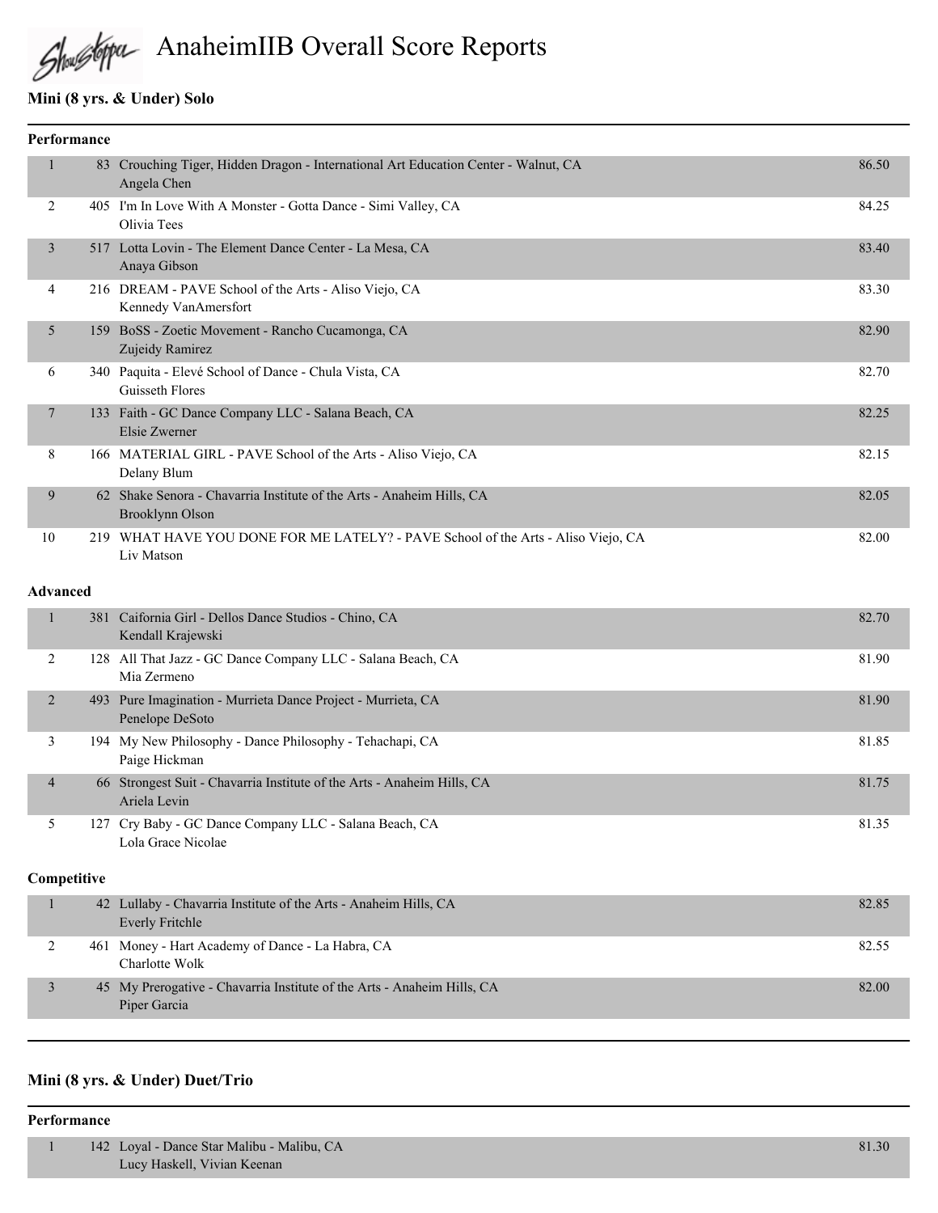# AnaheimIIB Overall Score Reports

## Mini (8 yrs. & Under) Solo

### Performance

| Place | # | Routine / Studio / Dancer | Score |
|---|---|---|---|
| 1 | 83 | Crouching Tiger, Hidden Dragon - International Art Education Center - Walnut, CA<br>Angela Chen | 86.50 |
| 2 | 405 | I'm In Love With A Monster - Gotta Dance - Simi Valley, CA<br>Olivia Tees | 84.25 |
| 3 | 517 | Lotta Lovin - The Element Dance Center - La Mesa, CA<br>Anaya Gibson | 83.40 |
| 4 | 216 | DREAM - PAVE School of the Arts - Aliso Viejo, CA<br>Kennedy VanAmersfort | 83.30 |
| 5 | 159 | BoSS - Zoetic Movement - Rancho Cucamonga, CA<br>Zujeidy Ramirez | 82.90 |
| 6 | 340 | Paquita - Elevé School of Dance - Chula Vista, CA<br>Guisseth Flores | 82.70 |
| 7 | 133 | Faith - GC Dance Company LLC - Salana Beach, CA<br>Elsie Zwerner | 82.25 |
| 8 | 166 | MATERIAL GIRL - PAVE School of the Arts - Aliso Viejo, CA<br>Delany Blum | 82.15 |
| 9 | 62 | Shake Senora - Chavarria Institute of the Arts - Anaheim Hills, CA<br>Brooklynn Olson | 82.05 |
| 10 | 219 | WHAT HAVE YOU DONE FOR ME LATELY? - PAVE School of the Arts - Aliso Viejo, CA<br>Liv Matson | 82.00 |

### Advanced

| Place | # | Routine / Studio / Dancer | Score |
|---|---|---|---|
| 1 | 381 | Caifornia Girl - Dellos Dance Studios - Chino, CA<br>Kendall Krajewski | 82.70 |
| 2 | 128 | All That Jazz - GC Dance Company LLC - Salana Beach, CA<br>Mia Zermeno | 81.90 |
| 2 | 493 | Pure Imagination - Murrieta Dance Project - Murrieta, CA<br>Penelope DeSoto | 81.90 |
| 3 | 194 | My New Philosophy - Dance Philosophy - Tehachapi, CA<br>Paige Hickman | 81.85 |
| 4 | 66 | Strongest Suit - Chavarria Institute of the Arts - Anaheim Hills, CA<br>Ariela Levin | 81.75 |
| 5 | 127 | Cry Baby - GC Dance Company LLC - Salana Beach, CA<br>Lola Grace Nicolae | 81.35 |

### Competitive

| Place | # | Routine / Studio / Dancer | Score |
|---|---|---|---|
| 1 | 42 | Lullaby - Chavarria Institute of the Arts - Anaheim Hills, CA<br>Everly Fritchle | 82.85 |
| 2 | 461 | Money - Hart Academy of Dance - La Habra, CA<br>Charlotte Wolk | 82.55 |
| 3 | 45 | My Prerogative - Chavarria Institute of the Arts - Anaheim Hills, CA<br>Piper Garcia | 82.00 |

## Mini (8 yrs. & Under) Duet/Trio

### Performance

| Place | # | Routine / Studio / Dancer | Score |
|---|---|---|---|
| 1 | 142 | Loyal - Dance Star Malibu - Malibu, CA<br>Lucy Haskell, Vivian Keenan | 81.30 |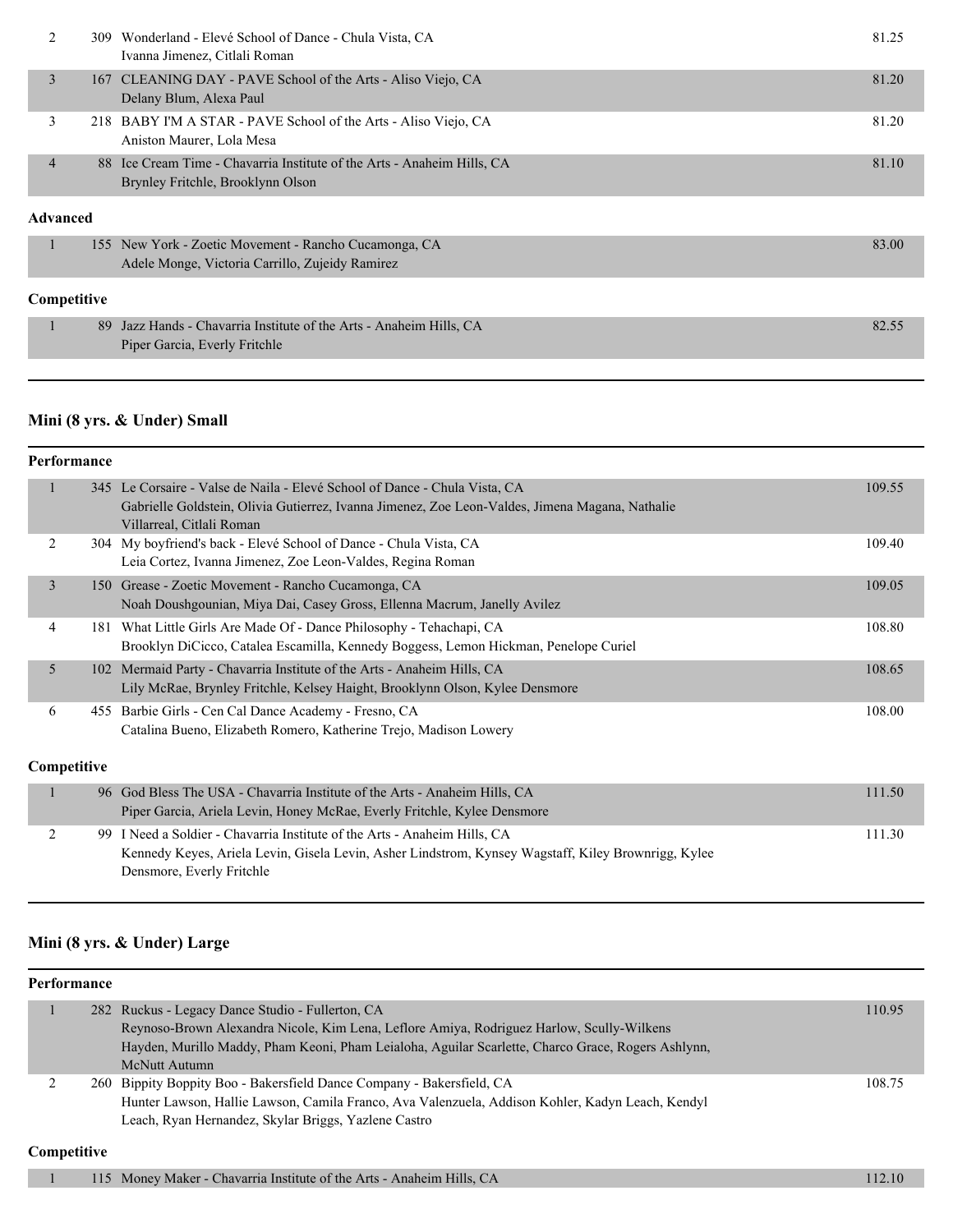| | | | |
|---|---|---|---|
| 2 | 309 | Wonderland - Elevé School of Dance - Chula Vista, CA<br>Ivanna Jimenez, Citlali Roman | 81.25 |
| 3 | 167 | CLEANING DAY - PAVE School of the Arts - Aliso Viejo, CA<br>Delany Blum, Alexa Paul | 81.20 |
| 3 | 218 | BABY I'M A STAR - PAVE School of the Arts - Aliso Viejo, CA<br>Aniston Maurer, Lola Mesa | 81.20 |
| 4 | 88 | Ice Cream Time - Chavarria Institute of the Arts - Anaheim Hills, CA<br>Brynley Fritchle, Brooklynn Olson | 81.10 |

**Advanced**

| | | | |
|---|---|---|---|
| 1 | 155 | New York - Zoetic Movement - Rancho Cucamonga, CA<br>Adele Monge, Victoria Carrillo, Zujeidy Ramirez | 83.00 |

**Competitive**

| | | | |
|---|---|---|---|
| 1 | 89 | Jazz Hands - Chavarria Institute of the Arts - Anaheim Hills, CA<br>Piper Garcia, Everly Fritchle | 82.55 |

## Mini (8 yrs. & Under) Small

**Performance**

| | | | |
|---|---|---|---|
| 1 | 345 | Le Corsaire - Valse de Naila - Elevé School of Dance - Chula Vista, CA<br>Gabrielle Goldstein, Olivia Gutierrez, Ivanna Jimenez, Zoe Leon-Valdes, Jimena Magana, Nathalie Villarreal, Citlali Roman | 109.55 |
| 2 | 304 | My boyfriend's back - Elevé School of Dance - Chula Vista, CA<br>Leia Cortez, Ivanna Jimenez, Zoe Leon-Valdes, Regina Roman | 109.40 |
| 3 | 150 | Grease - Zoetic Movement - Rancho Cucamonga, CA<br>Noah Doushgounian, Miya Dai, Casey Gross, Ellenna Macrum, Janelly Avilez | 109.05 |
| 4 | 181 | What Little Girls Are Made Of - Dance Philosophy - Tehachapi, CA<br>Brooklyn DiCicco, Catalea Escamilla, Kennedy Boggess, Lemon Hickman, Penelope Curiel | 108.80 |
| 5 | 102 | Mermaid Party - Chavarria Institute of the Arts - Anaheim Hills, CA<br>Lily McRae, Brynley Fritchle, Kelsey Haight, Brooklynn Olson, Kylee Densmore | 108.65 |
| 6 | 455 | Barbie Girls - Cen Cal Dance Academy - Fresno, CA<br>Catalina Bueno, Elizabeth Romero, Katherine Trejo, Madison Lowery | 108.00 |

**Competitive**

| | | | |
|---|---|---|---|
| 1 | 96 | God Bless The USA - Chavarria Institute of the Arts - Anaheim Hills, CA<br>Piper Garcia, Ariela Levin, Honey McRae, Everly Fritchle, Kylee Densmore | 111.50 |
| 2 | 99 | I Need a Soldier - Chavarria Institute of the Arts - Anaheim Hills, CA<br>Kennedy Keyes, Ariela Levin, Gisela Levin, Asher Lindstrom, Kynsey Wagstaff, Kiley Brownrigg, Kylee Densmore, Everly Fritchle | 111.30 |

## Mini (8 yrs. & Under) Large

**Performance**

| | | | |
|---|---|---|---|
| 1 | 282 | Ruckus - Legacy Dance Studio - Fullerton, CA<br>Reynoso-Brown Alexandra Nicole, Kim Lena, Leflore Amiya, Rodriguez Harlow, Scully-Wilkens Hayden, Murillo Maddy, Pham Keoni, Pham Leialoha, Aguilar Scarlette, Charco Grace, Rogers Ashlynn, McNutt Autumn | 110.95 |
| 2 | 260 | Bippity Boppity Boo - Bakersfield Dance Company - Bakersfield, CA<br>Hunter Lawson, Hallie Lawson, Camila Franco, Ava Valenzuela, Addison Kohler, Kadyn Leach, Kendyl Leach, Ryan Hernandez, Skylar Briggs, Yazlene Castro | 108.75 |

**Competitive**

| | | | |
|---|---|---|---|
| 1 | 115 | Money Maker - Chavarria Institute of the Arts - Anaheim Hills, CA | 112.10 |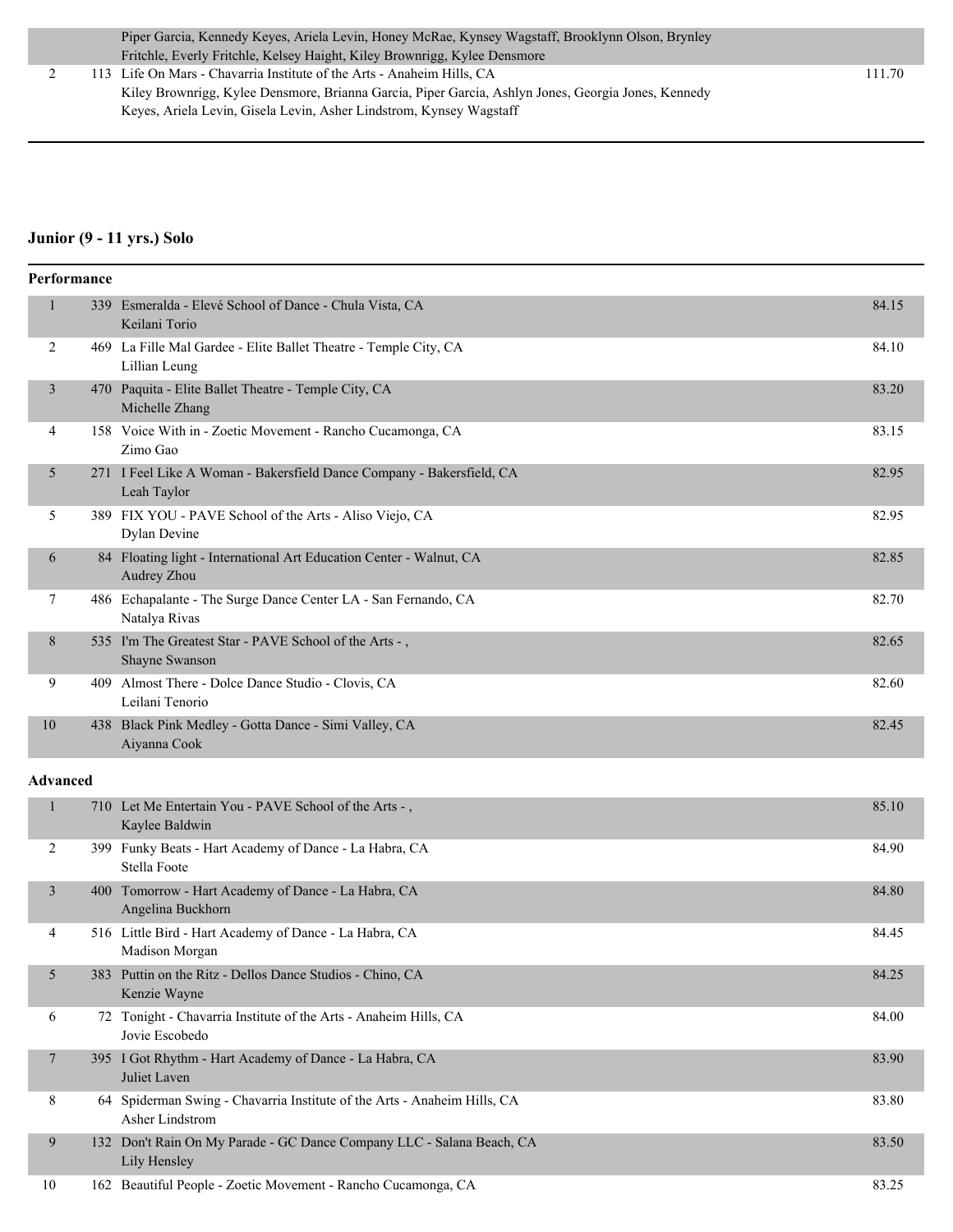| | | | |
|---|---|---|---|
| | | Piper Garcia, Kennedy Keyes, Ariela Levin, Honey McRae, Kynsey Wagstaff, Brooklynn Olson, Brynley Fritchle, Everly Fritchle, Kelsey Haight, Kiley Brownrigg, Kylee Densmore | |
| 2 | 113 | Life On Mars - Chavarria Institute of the Arts - Anaheim Hills, CA<br>Kiley Brownrigg, Kylee Densmore, Brianna Garcia, Piper Garcia, Ashlyn Jones, Georgia Jones, Kennedy Keyes, Ariela Levin, Gisela Levin, Asher Lindstrom, Kynsey Wagstaff | 111.70 |

## Junior (9 - 11 yrs.) Solo

### Performance

| Place | No. | Entry | Score |
|---|---|---|---|
| 1 | 339 | Esmeralda - Elevé School of Dance - Chula Vista, CA<br>Keilani Torio | 84.15 |
| 2 | 469 | La Fille Mal Gardee - Elite Ballet Theatre - Temple City, CA<br>Lillian Leung | 84.10 |
| 3 | 470 | Paquita - Elite Ballet Theatre - Temple City, CA<br>Michelle Zhang | 83.20 |
| 4 | 158 | Voice With in - Zoetic Movement - Rancho Cucamonga, CA<br>Zimo Gao | 83.15 |
| 5 | 271 | I Feel Like A Woman - Bakersfield Dance Company - Bakersfield, CA<br>Leah Taylor | 82.95 |
| 5 | 389 | FIX YOU - PAVE School of the Arts - Aliso Viejo, CA<br>Dylan Devine | 82.95 |
| 6 | 84 | Floating light - International Art Education Center - Walnut, CA<br>Audrey Zhou | 82.85 |
| 7 | 486 | Echapalante - The Surge Dance Center LA - San Fernando, CA<br>Natalya Rivas | 82.70 |
| 8 | 535 | I'm The Greatest Star - PAVE School of the Arts - ,<br>Shayne Swanson | 82.65 |
| 9 | 409 | Almost There - Dolce Dance Studio - Clovis, CA<br>Leilani Tenorio | 82.60 |
| 10 | 438 | Black Pink Medley - Gotta Dance - Simi Valley, CA<br>Aiyanna Cook | 82.45 |

### Advanced

| Place | No. | Entry | Score |
|---|---|---|---|
| 1 | 710 | Let Me Entertain You - PAVE School of the Arts - ,<br>Kaylee Baldwin | 85.10 |
| 2 | 399 | Funky Beats - Hart Academy of Dance - La Habra, CA<br>Stella Foote | 84.90 |
| 3 | 400 | Tomorrow - Hart Academy of Dance - La Habra, CA<br>Angelina Buckhorn | 84.80 |
| 4 | 516 | Little Bird - Hart Academy of Dance - La Habra, CA<br>Madison Morgan | 84.45 |
| 5 | 383 | Puttin on the Ritz - Dellos Dance Studios - Chino, CA<br>Kenzie Wayne | 84.25 |
| 6 | 72 | Tonight - Chavarria Institute of the Arts - Anaheim Hills, CA<br>Jovie Escobedo | 84.00 |
| 7 | 395 | I Got Rhythm - Hart Academy of Dance - La Habra, CA<br>Juliet Laven | 83.90 |
| 8 | 64 | Spiderman Swing - Chavarria Institute of the Arts - Anaheim Hills, CA<br>Asher Lindstrom | 83.80 |
| 9 | 132 | Don't Rain On My Parade - GC Dance Company LLC - Salana Beach, CA<br>Lily Hensley | 83.50 |
| 10 | 162 | Beautiful People - Zoetic Movement - Rancho Cucamonga, CA | 83.25 |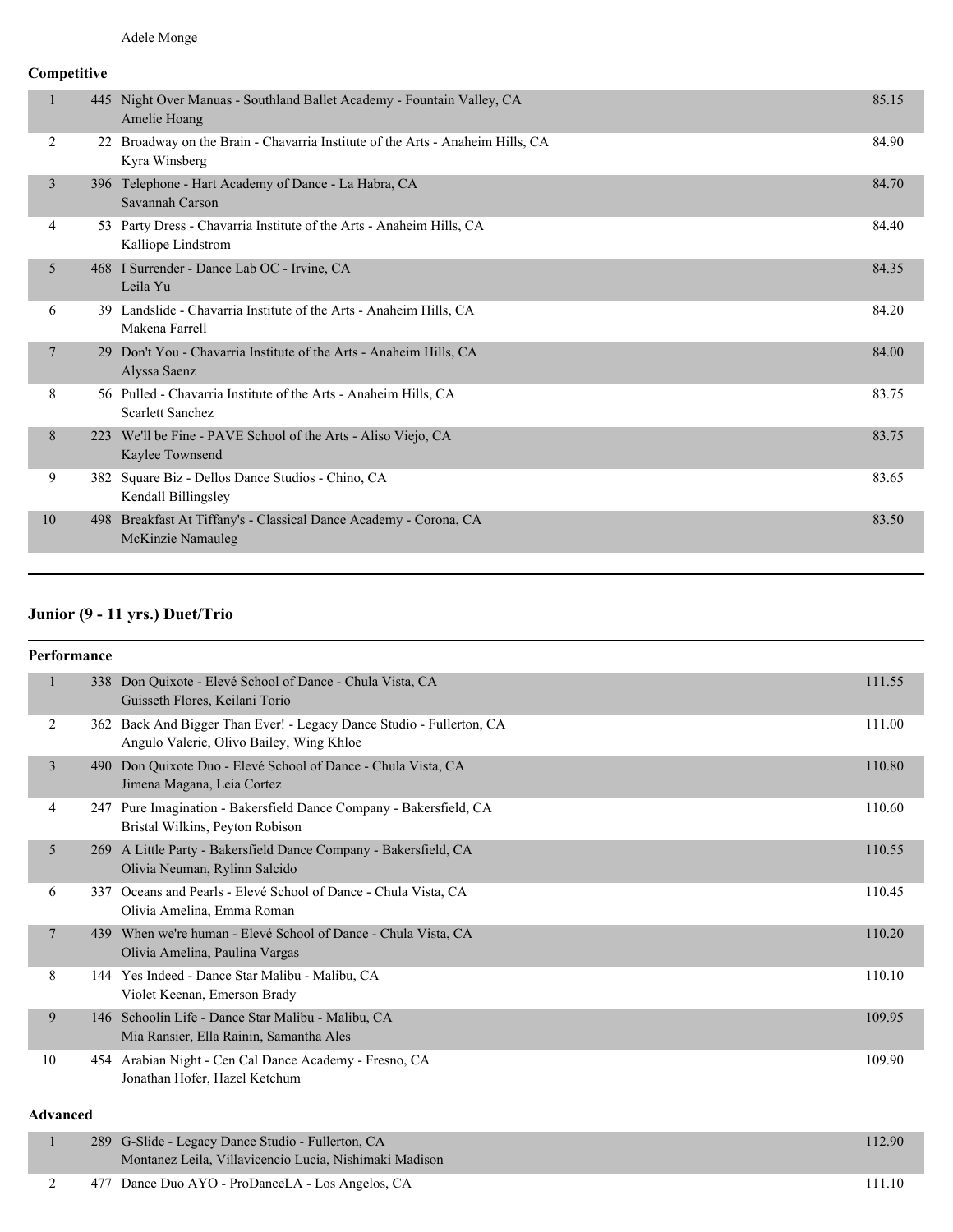Adele Monge

**Competitive**

| Place | No. | Entry | Score |
|---|---|---|---|
| 1 | 445 | Night Over Manuas - Southland Ballet Academy - Fountain Valley, CA<br>Amelie Hoang | 85.15 |
| 2 | 22 | Broadway on the Brain - Chavarria Institute of the Arts - Anaheim Hills, CA<br>Kyra Winsberg | 84.90 |
| 3 | 396 | Telephone - Hart Academy of Dance - La Habra, CA<br>Savannah Carson | 84.70 |
| 4 | 53 | Party Dress - Chavarria Institute of the Arts - Anaheim Hills, CA<br>Kalliope Lindstrom | 84.40 |
| 5 | 468 | I Surrender - Dance Lab OC - Irvine, CA<br>Leila Yu | 84.35 |
| 6 | 39 | Landslide - Chavarria Institute of the Arts - Anaheim Hills, CA<br>Makena Farrell | 84.20 |
| 7 | 29 | Don't You - Chavarria Institute of the Arts - Anaheim Hills, CA<br>Alyssa Saenz | 84.00 |
| 8 | 56 | Pulled - Chavarria Institute of the Arts - Anaheim Hills, CA<br>Scarlett Sanchez | 83.75 |
| 8 | 223 | We'll be Fine - PAVE School of the Arts - Aliso Viejo, CA<br>Kaylee Townsend | 83.75 |
| 9 | 382 | Square Biz - Dellos Dance Studios - Chino, CA<br>Kendall Billingsley | 83.65 |
| 10 | 498 | Breakfast At Tiffany's - Classical Dance Academy - Corona, CA<br>McKinzie Namauleg | 83.50 |

## Junior (9 - 11 yrs.) Duet/Trio

**Performance**

| Place | No. | Entry | Score |
|---|---|---|---|
| 1 | 338 | Don Quixote - Elevé School of Dance - Chula Vista, CA<br>Guisseth Flores, Keilani Torio | 111.55 |
| 2 | 362 | Back And Bigger Than Ever! - Legacy Dance Studio - Fullerton, CA<br>Angulo Valerie, Olivo Bailey, Wing Khloe | 111.00 |
| 3 | 490 | Don Quixote Duo - Elevé School of Dance - Chula Vista, CA<br>Jimena Magana, Leia Cortez | 110.80 |
| 4 | 247 | Pure Imagination - Bakersfield Dance Company - Bakersfield, CA<br>Bristal Wilkins, Peyton Robison | 110.60 |
| 5 | 269 | A Little Party - Bakersfield Dance Company - Bakersfield, CA<br>Olivia Neuman, Rylinn Salcido | 110.55 |
| 6 | 337 | Oceans and Pearls - Elevé School of Dance - Chula Vista, CA<br>Olivia Amelina, Emma Roman | 110.45 |
| 7 | 439 | When we're human - Elevé School of Dance - Chula Vista, CA<br>Olivia Amelina, Paulina Vargas | 110.20 |
| 8 | 144 | Yes Indeed - Dance Star Malibu - Malibu, CA<br>Violet Keenan, Emerson Brady | 110.10 |
| 9 | 146 | Schoolin Life - Dance Star Malibu - Malibu, CA<br>Mia Ransier, Ella Rainin, Samantha Ales | 109.95 |
| 10 | 454 | Arabian Night - Cen Cal Dance Academy - Fresno, CA<br>Jonathan Hofer, Hazel Ketchum | 109.90 |

**Advanced**

| Place | No. | Entry | Score |
|---|---|---|---|
| 1 | 289 | G-Slide - Legacy Dance Studio - Fullerton, CA<br>Montanez Leila, Villavicencio Lucia, Nishimaki Madison | 112.90 |
| 2 | 477 | Dance Duo AYO - ProDanceLA - Los Angeles, CA | 111.10 |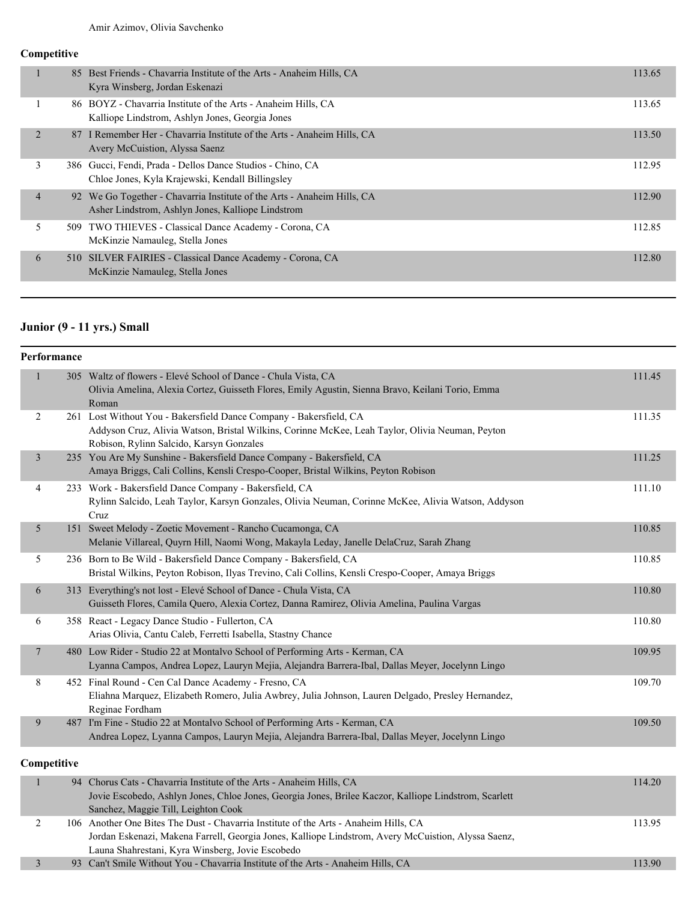Amir Azimov, Olivia Savchenko

**Competitive**

| Place | No. | Entry | Score |
|---|---|---|---|
| 1 | 85 | Best Friends - Chavarria Institute of the Arts - Anaheim Hills, CA<br>Kyra Winsberg, Jordan Eskenazi | 113.65 |
| 1 | 86 | BOYZ - Chavarria Institute of the Arts - Anaheim Hills, CA<br>Kalliope Lindstrom, Ashlyn Jones, Georgia Jones | 113.65 |
| 2 | 87 | I Remember Her - Chavarria Institute of the Arts - Anaheim Hills, CA<br>Avery McCuistion, Alyssa Saenz | 113.50 |
| 3 | 386 | Gucci, Fendi, Prada - Dellos Dance Studios - Chino, CA<br>Chloe Jones, Kyla Krajewski, Kendall Billingsley | 112.95 |
| 4 | 92 | We Go Together - Chavarria Institute of the Arts - Anaheim Hills, CA<br>Asher Lindstrom, Ashlyn Jones, Kalliope Lindstrom | 112.90 |
| 5 | 509 | TWO THIEVES - Classical Dance Academy - Corona, CA<br>McKinzie Namauleg, Stella Jones | 112.85 |
| 6 | 510 | SILVER FAIRIES - Classical Dance Academy - Corona, CA<br>McKinzie Namauleg, Stella Jones | 112.80 |

## Junior (9 - 11 yrs.) Small

**Performance**

| Place | No. | Entry | Score |
|---|---|---|---|
| 1 | 305 | Waltz of flowers - Elevé School of Dance - Chula Vista, CA<br>Olivia Amelina, Alexia Cortez, Guisseth Flores, Emily Agustin, Sienna Bravo, Keilani Torio, Emma Roman | 111.45 |
| 2 | 261 | Lost Without You - Bakersfield Dance Company - Bakersfield, CA<br>Addyson Cruz, Alivia Watson, Bristal Wilkins, Corinne McKee, Leah Taylor, Olivia Neuman, Peyton Robison, Rylinn Salcido, Karsyn Gonzales | 111.35 |
| 3 | 235 | You Are My Sunshine - Bakersfield Dance Company - Bakersfield, CA<br>Amaya Briggs, Cali Collins, Kensli Crespo-Cooper, Bristal Wilkins, Peyton Robison | 111.25 |
| 4 | 233 | Work - Bakersfield Dance Company - Bakersfield, CA<br>Rylinn Salcido, Leah Taylor, Karsyn Gonzales, Olivia Neuman, Corinne McKee, Alivia Watson, Addyson Cruz | 111.10 |
| 5 | 151 | Sweet Melody - Zoetic Movement - Rancho Cucamonga, CA<br>Melanie Villareal, Quyrn Hill, Naomi Wong, Makayla Leday, Janelle DelaCruz, Sarah Zhang | 110.85 |
| 5 | 236 | Born to Be Wild - Bakersfield Dance Company - Bakersfield, CA<br>Bristal Wilkins, Peyton Robison, Ilyas Trevino, Cali Collins, Kensli Crespo-Cooper, Amaya Briggs | 110.85 |
| 6 | 313 | Everything's not lost - Elevé School of Dance - Chula Vista, CA<br>Guisseth Flores, Camila Quero, Alexia Cortez, Danna Ramirez, Olivia Amelina, Paulina Vargas | 110.80 |
| 6 | 358 | React - Legacy Dance Studio - Fullerton, CA<br>Arias Olivia, Cantu Caleb, Ferretti Isabella, Stastny Chance | 110.80 |
| 7 | 480 | Low Rider - Studio 22 at Montalvo School of Performing Arts - Kerman, CA<br>Lyanna Campos, Andrea Lopez, Lauryn Mejia, Alejandra Barrera-Ibal, Dallas Meyer, Jocelynn Lingo | 109.95 |
| 8 | 452 | Final Round - Cen Cal Dance Academy - Fresno, CA<br>Eliahna Marquez, Elizabeth Romero, Julia Awbrey, Julia Johnson, Lauren Delgado, Presley Hernandez, Reginae Fordham | 109.70 |
| 9 | 487 | I'm Fine - Studio 22 at Montalvo School of Performing Arts - Kerman, CA<br>Andrea Lopez, Lyanna Campos, Lauryn Mejia, Alejandra Barrera-Ibal, Dallas Meyer, Jocelynn Lingo | 109.50 |

**Competitive**

| Place | No. | Entry | Score |
|---|---|---|---|
| 1 | 94 | Chorus Cats - Chavarria Institute of the Arts - Anaheim Hills, CA<br>Jovie Escobedo, Ashlyn Jones, Chloe Jones, Georgia Jones, Brilee Kaczor, Kalliope Lindstrom, Scarlett Sanchez, Maggie Till, Leighton Cook | 114.20 |
| 2 | 106 | Another One Bites The Dust - Chavarria Institute of the Arts - Anaheim Hills, CA<br>Jordan Eskenazi, Makena Farrell, Georgia Jones, Kalliope Lindstrom, Avery McCuistion, Alyssa Saenz, Launa Shahrestani, Kyra Winsberg, Jovie Escobedo | 113.95 |
| 3 | 93 | Can't Smile Without You - Chavarria Institute of the Arts - Anaheim Hills, CA | 113.90 |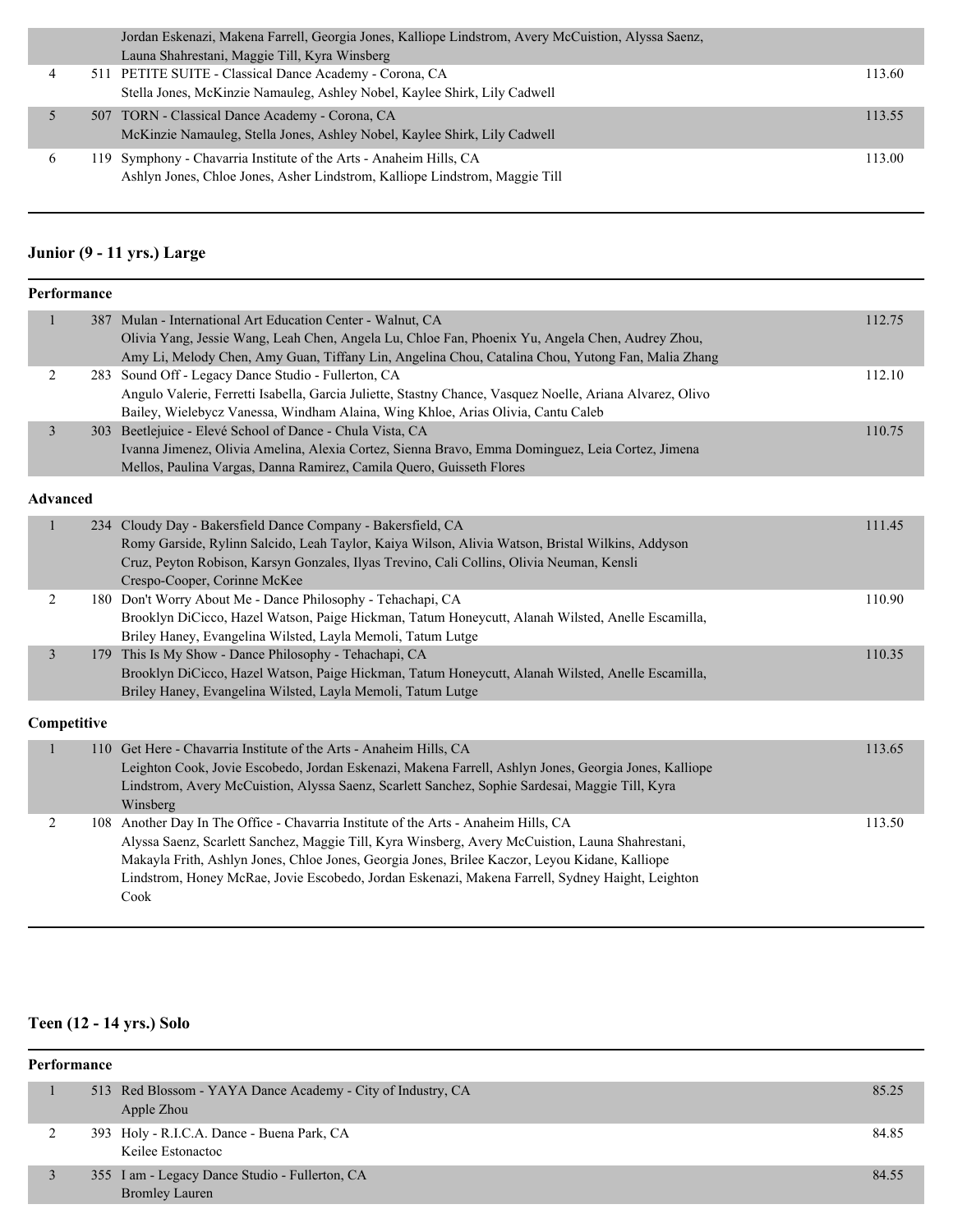| | | | |
|---|---|---|---|
| | | Jordan Eskenazi, Makena Farrell, Georgia Jones, Kalliope Lindstrom, Avery McCuistion, Alyssa Saenz, Launa Shahrestani, Maggie Till, Kyra Winsberg | |
| 4 | 511 | PETITE SUITE - Classical Dance Academy - Corona, CA<br>Stella Jones, McKinzie Namauleg, Ashley Nobel, Kaylee Shirk, Lily Cadwell | 113.60 |
| 5 | 507 | TORN - Classical Dance Academy - Corona, CA<br>McKinzie Namauleg, Stella Jones, Ashley Nobel, Kaylee Shirk, Lily Cadwell | 113.55 |
| 6 | 119 | Symphony - Chavarria Institute of the Arts - Anaheim Hills, CA<br>Ashlyn Jones, Chloe Jones, Asher Lindstrom, Kalliope Lindstrom, Maggie Till | 113.00 |

## Junior (9 - 11 yrs.) Large

### Performance

| | | | |
|---|---|---|---|
| 1 | 387 | Mulan - International Art Education Center - Walnut, CA<br>Olivia Yang, Jessie Wang, Leah Chen, Angela Lu, Chloe Fan, Phoenix Yu, Angela Chen, Audrey Zhou, Amy Li, Melody Chen, Amy Guan, Tiffany Lin, Angelina Chou, Catalina Chou, Yutong Fan, Malia Zhang | 112.75 |
| 2 | 283 | Sound Off - Legacy Dance Studio - Fullerton, CA<br>Angulo Valerie, Ferretti Isabella, Garcia Juliette, Stastny Chance, Vasquez Noelle, Ariana Alvarez, Olivo Bailey, Wielebycz Vanessa, Windham Alaina, Wing Khloe, Arias Olivia, Cantu Caleb | 112.10 |
| 3 | 303 | Beetlejuice - Elevé School of Dance - Chula Vista, CA<br>Ivanna Jimenez, Olivia Amelina, Alexia Cortez, Sienna Bravo, Emma Dominguez, Leia Cortez, Jimena Mellos, Paulina Vargas, Danna Ramirez, Camila Quero, Guisseth Flores | 110.75 |

### Advanced

| | | | |
|---|---|---|---|
| 1 | 234 | Cloudy Day - Bakersfield Dance Company - Bakersfield, CA<br>Romy Garside, Rylinn Salcido, Leah Taylor, Kaiya Wilson, Alivia Watson, Bristal Wilkins, Addyson Cruz, Peyton Robison, Karsyn Gonzales, Ilyas Trevino, Cali Collins, Olivia Neuman, Kensli Crespo-Cooper, Corinne McKee | 111.45 |
| 2 | 180 | Don't Worry About Me - Dance Philosophy - Tehachapi, CA<br>Brooklyn DiCicco, Hazel Watson, Paige Hickman, Tatum Honeycutt, Alanah Wilsted, Anelle Escamilla, Briley Haney, Evangelina Wilsted, Layla Memoli, Tatum Lutge | 110.90 |
| 3 | 179 | This Is My Show - Dance Philosophy - Tehachapi, CA<br>Brooklyn DiCicco, Hazel Watson, Paige Hickman, Tatum Honeycutt, Alanah Wilsted, Anelle Escamilla, Briley Haney, Evangelina Wilsted, Layla Memoli, Tatum Lutge | 110.35 |

### Competitive

| | | | |
|---|---|---|---|
| 1 | 110 | Get Here - Chavarria Institute of the Arts - Anaheim Hills, CA<br>Leighton Cook, Jovie Escobedo, Jordan Eskenazi, Makena Farrell, Ashlyn Jones, Georgia Jones, Kalliope Lindstrom, Avery McCuistion, Alyssa Saenz, Scarlett Sanchez, Sophie Sardesai, Maggie Till, Kyra Winsberg | 113.65 |
| 2 | 108 | Another Day In The Office - Chavarria Institute of the Arts - Anaheim Hills, CA<br>Alyssa Saenz, Scarlett Sanchez, Maggie Till, Kyra Winsberg, Avery McCuistion, Launa Shahrestani, Makayla Frith, Ashlyn Jones, Chloe Jones, Georgia Jones, Brilee Kaczor, Leyou Kidane, Kalliope Lindstrom, Honey McRae, Jovie Escobedo, Jordan Eskenazi, Makena Farrell, Sydney Haight, Leighton Cook | 113.50 |

## Teen (12 - 14 yrs.) Solo

### Performance

| | | | |
|---|---|---|---|
| 1 | 513 | Red Blossom - YAYA Dance Academy - City of Industry, CA<br>Apple Zhou | 85.25 |
| 2 | 393 | Holy - R.I.C.A. Dance - Buena Park, CA<br>Keilee Estonactoc | 84.85 |
| 3 | 355 | I am - Legacy Dance Studio - Fullerton, CA<br>Bromley Lauren | 84.55 |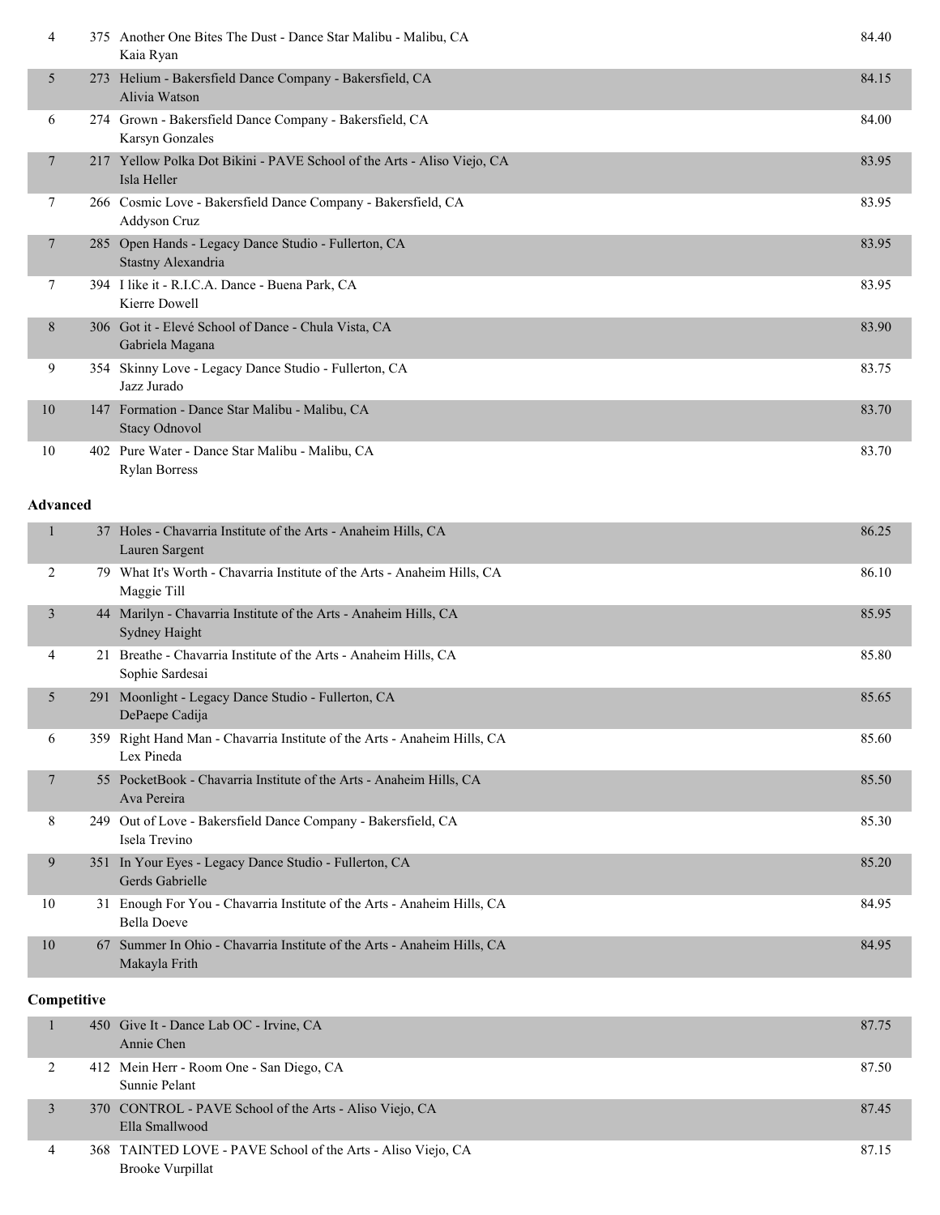| | | | |
|---|---|---|---|
| 4 | 375 | Another One Bites The Dust - Dance Star Malibu - Malibu, CA<br>Kaia Ryan | 84.40 |
| 5 | 273 | Helium - Bakersfield Dance Company - Bakersfield, CA<br>Alivia Watson | 84.15 |
| 6 | 274 | Grown - Bakersfield Dance Company - Bakersfield, CA<br>Karsyn Gonzales | 84.00 |
| 7 | 217 | Yellow Polka Dot Bikini - PAVE School of the Arts - Aliso Viejo, CA<br>Isla Heller | 83.95 |
| 7 | 266 | Cosmic Love - Bakersfield Dance Company - Bakersfield, CA<br>Addyson Cruz | 83.95 |
| 7 | 285 | Open Hands - Legacy Dance Studio - Fullerton, CA<br>Stastny Alexandria | 83.95 |
| 7 | 394 | I like it - R.I.C.A. Dance - Buena Park, CA<br>Kierre Dowell | 83.95 |
| 8 | 306 | Got it - Elevé School of Dance - Chula Vista, CA<br>Gabriela Magana | 83.90 |
| 9 | 354 | Skinny Love - Legacy Dance Studio - Fullerton, CA<br>Jazz Jurado | 83.75 |
| 10 | 147 | Formation - Dance Star Malibu - Malibu, CA<br>Stacy Odnovol | 83.70 |
| 10 | 402 | Pure Water - Dance Star Malibu - Malibu, CA<br>Rylan Borress | 83.70 |

**Advanced**

| | | | |
|---|---|---|---|
| 1 | 37 | Holes - Chavarria Institute of the Arts - Anaheim Hills, CA<br>Lauren Sargent | 86.25 |
| 2 | 79 | What It's Worth - Chavarria Institute of the Arts - Anaheim Hills, CA<br>Maggie Till | 86.10 |
| 3 | 44 | Marilyn - Chavarria Institute of the Arts - Anaheim Hills, CA<br>Sydney Haight | 85.95 |
| 4 | 21 | Breathe - Chavarria Institute of the Arts - Anaheim Hills, CA<br>Sophie Sardesai | 85.80 |
| 5 | 291 | Moonlight - Legacy Dance Studio - Fullerton, CA<br>DePaepe Cadija | 85.65 |
| 6 | 359 | Right Hand Man - Chavarria Institute of the Arts - Anaheim Hills, CA<br>Lex Pineda | 85.60 |
| 7 | 55 | PocketBook - Chavarria Institute of the Arts - Anaheim Hills, CA<br>Ava Pereira | 85.50 |
| 8 | 249 | Out of Love - Bakersfield Dance Company - Bakersfield, CA<br>Isela Trevino | 85.30 |
| 9 | 351 | In Your Eyes - Legacy Dance Studio - Fullerton, CA<br>Gerds Gabrielle | 85.20 |
| 10 | 31 | Enough For You - Chavarria Institute of the Arts - Anaheim Hills, CA<br>Bella Doeve | 84.95 |
| 10 | 67 | Summer In Ohio - Chavarria Institute of the Arts - Anaheim Hills, CA<br>Makayla Frith | 84.95 |

**Competitive**

| | | | |
|---|---|---|---|
| 1 | 450 | Give It - Dance Lab OC - Irvine, CA<br>Annie Chen | 87.75 |
| 2 | 412 | Mein Herr - Room One - San Diego, CA<br>Sunnie Pelant | 87.50 |
| 3 | 370 | CONTROL - PAVE School of the Arts - Aliso Viejo, CA<br>Ella Smallwood | 87.45 |
| 4 | 368 | TAINTED LOVE - PAVE School of the Arts - Aliso Viejo, CA<br>Brooke Vurpillat | 87.15 |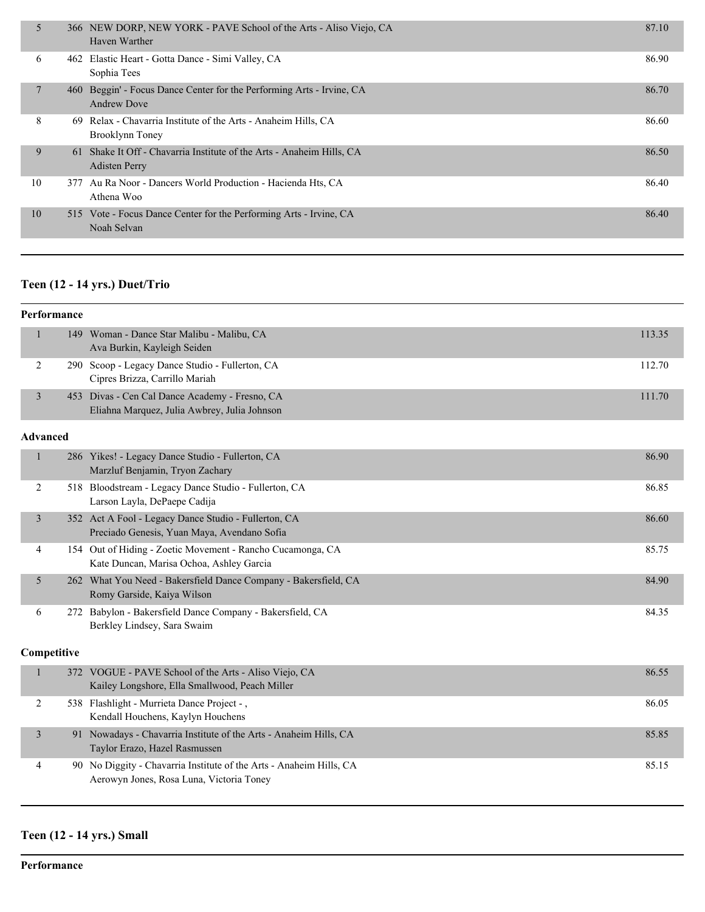| | | | |
|---|---|---|---|
| 5 | 366 | NEW DORP, NEW YORK - PAVE School of the Arts - Aliso Viejo, CA<br>Haven Warther | 87.10 |
| 6 | 462 | Elastic Heart - Gotta Dance - Simi Valley, CA<br>Sophia Tees | 86.90 |
| 7 | 460 | Beggin' - Focus Dance Center for the Performing Arts - Irvine, CA<br>Andrew Dove | 86.70 |
| 8 | 69 | Relax - Chavarria Institute of the Arts - Anaheim Hills, CA<br>Brooklynn Toney | 86.60 |
| 9 | 61 | Shake It Off - Chavarria Institute of the Arts - Anaheim Hills, CA<br>Adisten Perry | 86.50 |
| 10 | 377 | Au Ra Noor - Dancers World Production - Hacienda Hts, CA<br>Athena Woo | 86.40 |
| 10 | 515 | Vote - Focus Dance Center for the Performing Arts - Irvine, CA<br>Noah Selvan | 86.40 |

## Teen (12 - 14 yrs.) Duet/Trio

### Performance

| | | | |
|---|---|---|---|
| 1 | 149 | Woman - Dance Star Malibu - Malibu, CA<br>Ava Burkin, Kayleigh Seiden | 113.35 |
| 2 | 290 | Scoop - Legacy Dance Studio - Fullerton, CA<br>Cipres Brizza, Carrillo Mariah | 112.70 |
| 3 | 453 | Divas - Cen Cal Dance Academy - Fresno, CA<br>Eliahna Marquez, Julia Awbrey, Julia Johnson | 111.70 |

### Advanced

| | | | |
|---|---|---|---|
| 1 | 286 | Yikes! - Legacy Dance Studio - Fullerton, CA<br>Marzluf Benjamin, Tryon Zachary | 86.90 |
| 2 | 518 | Bloodstream - Legacy Dance Studio - Fullerton, CA<br>Larson Layla, DePaepe Cadija | 86.85 |
| 3 | 352 | Act A Fool - Legacy Dance Studio - Fullerton, CA<br>Preciado Genesis, Yuan Maya, Avendano Sofia | 86.60 |
| 4 | 154 | Out of Hiding - Zoetic Movement - Rancho Cucamonga, CA<br>Kate Duncan, Marisa Ochoa, Ashley Garcia | 85.75 |
| 5 | 262 | What You Need - Bakersfield Dance Company - Bakersfield, CA<br>Romy Garside, Kaiya Wilson | 84.90 |
| 6 | 272 | Babylon - Bakersfield Dance Company - Bakersfield, CA<br>Berkley Lindsey, Sara Swaim | 84.35 |

### Competitive

| | | | |
|---|---|---|---|
| 1 | 372 | VOGUE - PAVE School of the Arts - Aliso Viejo, CA<br>Kailey Longshore, Ella Smallwood, Peach Miller | 86.55 |
| 2 | 538 | Flashlight - Murrieta Dance Project - ,<br>Kendall Houchens, Kaylyn Houchens | 86.05 |
| 3 | 91 | Nowadays - Chavarria Institute of the Arts - Anaheim Hills, CA<br>Taylor Erazo, Hazel Rasmussen | 85.85 |
| 4 | 90 | No Diggity - Chavarria Institute of the Arts - Anaheim Hills, CA<br>Aerowyn Jones, Rosa Luna, Victoria Toney | 85.15 |

## Teen (12 - 14 yrs.) Small

### Performance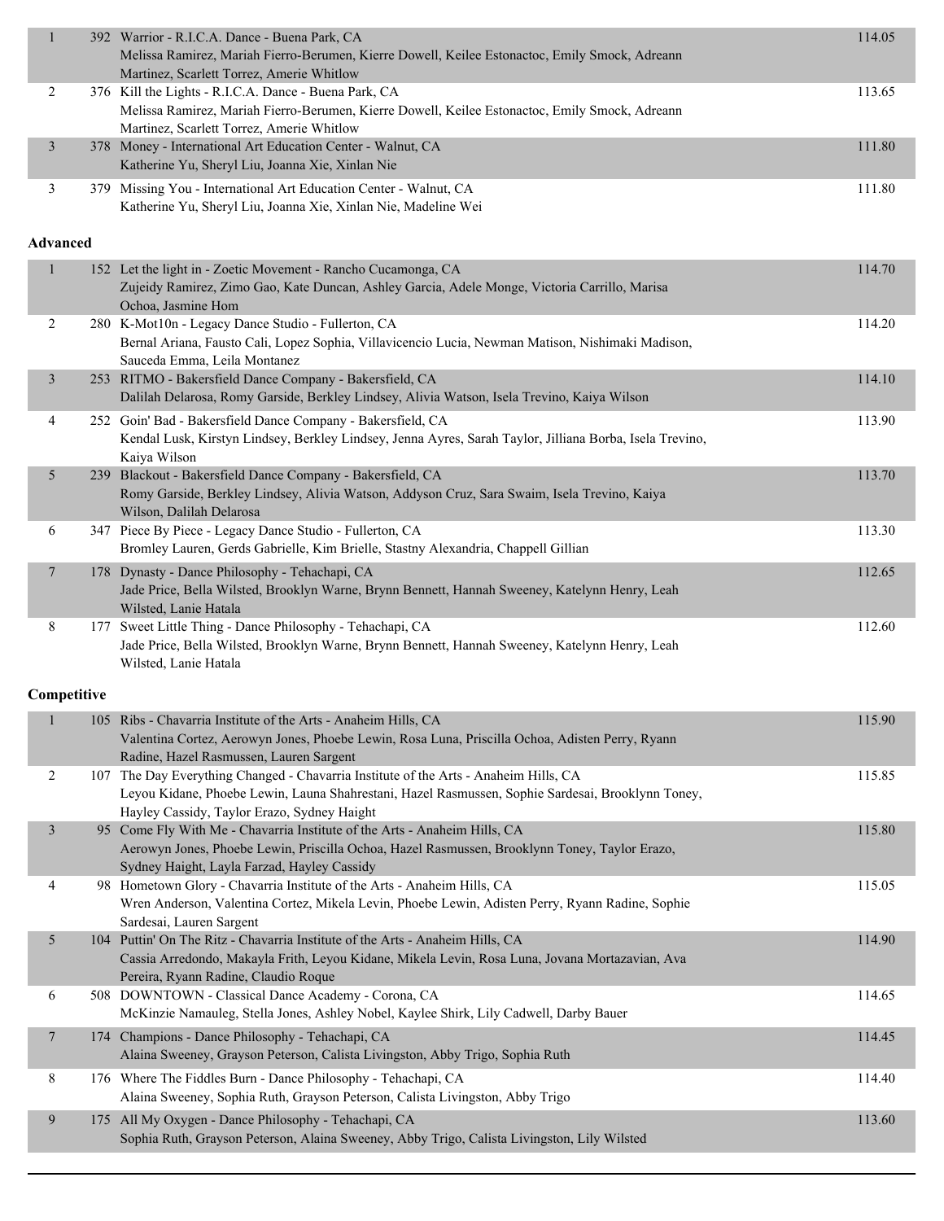| Place | No. | Entry | Score |
|---|---|---|---|
| 1 | 392 | Warrior - R.I.C.A. Dance - Buena Park, CA<br>Melissa Ramirez, Mariah Fierro-Berumen, Kierre Dowell, Keilee Estonactoc, Emily Smock, Adreann Martinez, Scarlett Torrez, Amerie Whitlow | 114.05 |
| 2 | 376 | Kill the Lights - R.I.C.A. Dance - Buena Park, CA<br>Melissa Ramirez, Mariah Fierro-Berumen, Kierre Dowell, Keilee Estonactoc, Emily Smock, Adreann Martinez, Scarlett Torrez, Amerie Whitlow | 113.65 |
| 3 | 378 | Money - International Art Education Center - Walnut, CA<br>Katherine Yu, Sheryl Liu, Joanna Xie, Xinlan Nie | 111.80 |
| 3 | 379 | Missing You - International Art Education Center - Walnut, CA<br>Katherine Yu, Sheryl Liu, Joanna Xie, Xinlan Nie, Madeline Wei | 111.80 |

**Advanced**

| Place | No. | Entry | Score |
|---|---|---|---|
| 1 | 152 | Let the light in - Zoetic Movement - Rancho Cucamonga, CA<br>Zujeidy Ramirez, Zimo Gao, Kate Duncan, Ashley Garcia, Adele Monge, Victoria Carrillo, Marisa Ochoa, Jasmine Hom | 114.70 |
| 2 | 280 | K-Mot10n - Legacy Dance Studio - Fullerton, CA<br>Bernal Ariana, Fausto Cali, Lopez Sophia, Villavicencio Lucia, Newman Matison, Nishimaki Madison, Sauceda Emma, Leila Montanez | 114.20 |
| 3 | 253 | RITMO - Bakersfield Dance Company - Bakersfield, CA<br>Dalilah Delarosa, Romy Garside, Berkley Lindsey, Alivia Watson, Isela Trevino, Kaiya Wilson | 114.10 |
| 4 | 252 | Goin' Bad - Bakersfield Dance Company - Bakersfield, CA<br>Kendal Lusk, Kirstyn Lindsey, Berkley Lindsey, Jenna Ayres, Sarah Taylor, Jilliana Borba, Isela Trevino, Kaiya Wilson | 113.90 |
| 5 | 239 | Blackout - Bakersfield Dance Company - Bakersfield, CA<br>Romy Garside, Berkley Lindsey, Alivia Watson, Addyson Cruz, Sara Swaim, Isela Trevino, Kaiya Wilson, Dalilah Delarosa | 113.70 |
| 6 | 347 | Piece By Piece - Legacy Dance Studio - Fullerton, CA<br>Bromley Lauren, Gerds Gabrielle, Kim Brielle, Stastny Alexandria, Chappell Gillian | 113.30 |
| 7 | 178 | Dynasty - Dance Philosophy - Tehachapi, CA<br>Jade Price, Bella Wilsted, Brooklyn Warne, Brynn Bennett, Hannah Sweeney, Katelynn Henry, Leah Wilsted, Lanie Hatala | 112.65 |
| 8 | 177 | Sweet Little Thing - Dance Philosophy - Tehachapi, CA<br>Jade Price, Bella Wilsted, Brooklyn Warne, Brynn Bennett, Hannah Sweeney, Katelynn Henry, Leah Wilsted, Lanie Hatala | 112.60 |

**Competitive**

| Place | No. | Entry | Score |
|---|---|---|---|
| 1 | 105 | Ribs - Chavarria Institute of the Arts - Anaheim Hills, CA<br>Valentina Cortez, Aerowyn Jones, Phoebe Lewin, Rosa Luna, Priscilla Ochoa, Adisten Perry, Ryann Radine, Hazel Rasmussen, Lauren Sargent | 115.90 |
| 2 | 107 | The Day Everything Changed - Chavarria Institute of the Arts - Anaheim Hills, CA<br>Leyou Kidane, Phoebe Lewin, Launa Shahrestani, Hazel Rasmussen, Sophie Sardesai, Brooklynn Toney, Hayley Cassidy, Taylor Erazo, Sydney Haight | 115.85 |
| 3 | 95 | Come Fly With Me - Chavarria Institute of the Arts - Anaheim Hills, CA<br>Aerowyn Jones, Phoebe Lewin, Priscilla Ochoa, Hazel Rasmussen, Brooklynn Toney, Taylor Erazo, Sydney Haight, Layla Farzad, Hayley Cassidy | 115.80 |
| 4 | 98 | Hometown Glory - Chavarria Institute of the Arts - Anaheim Hills, CA<br>Wren Anderson, Valentina Cortez, Mikela Levin, Phoebe Lewin, Adisten Perry, Ryann Radine, Sophie Sardesai, Lauren Sargent | 115.05 |
| 5 | 104 | Puttin' On The Ritz - Chavarria Institute of the Arts - Anaheim Hills, CA<br>Cassia Arredondo, Makayla Frith, Leyou Kidane, Mikela Levin, Rosa Luna, Jovana Mortazavian, Ava Pereira, Ryann Radine, Claudio Roque | 114.90 |
| 6 | 508 | DOWNTOWN - Classical Dance Academy - Corona, CA<br>McKinzie Namauleg, Stella Jones, Ashley Nobel, Kaylee Shirk, Lily Cadwell, Darby Bauer | 114.65 |
| 7 | 174 | Champions - Dance Philosophy - Tehachapi, CA<br>Alaina Sweeney, Grayson Peterson, Calista Livingston, Abby Trigo, Sophia Ruth | 114.45 |
| 8 | 176 | Where The Fiddles Burn - Dance Philosophy - Tehachapi, CA<br>Alaina Sweeney, Sophia Ruth, Grayson Peterson, Calista Livingston, Abby Trigo | 114.40 |
| 9 | 175 | All My Oxygen - Dance Philosophy - Tehachapi, CA<br>Sophia Ruth, Grayson Peterson, Alaina Sweeney, Abby Trigo, Calista Livingston, Lily Wilsted | 113.60 |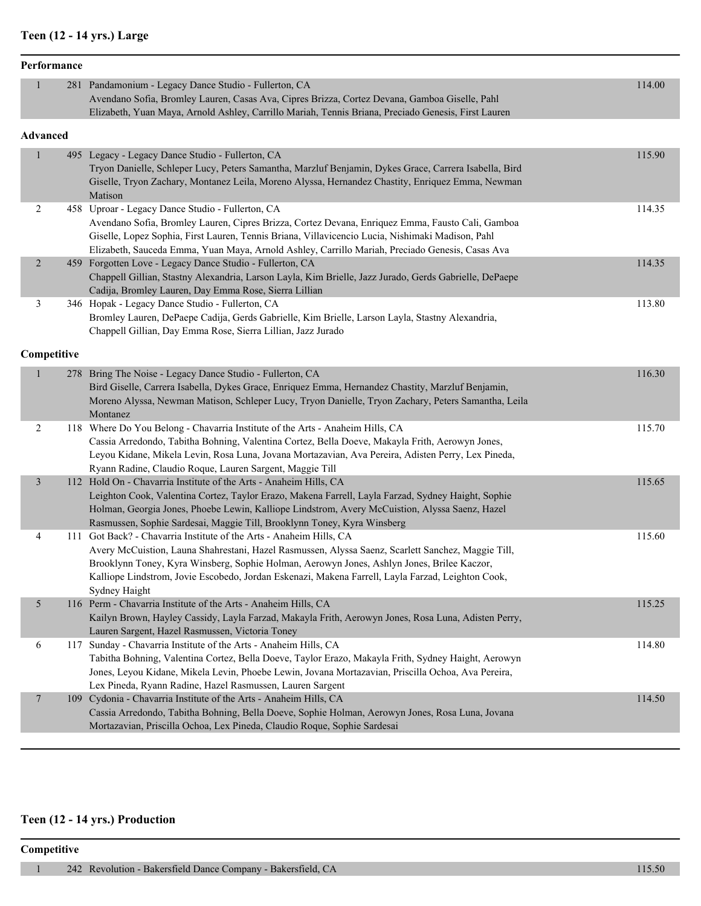## Teen (12 - 14 yrs.) Large

### Performance

| Place | No. | Entry | Score |
|---|---|---|---|
| 1 | 281 | Pandamonium - Legacy Dance Studio - Fullerton, CA<br>Avendano Sofia, Bromley Lauren, Casas Ava, Cipres Brizza, Cortez Devana, Gamboa Giselle, Pahl Elizabeth, Yuan Maya, Arnold Ashley, Carrillo Mariah, Tennis Briana, Preciado Genesis, First Lauren | 114.00 |

### Advanced

| Place | No. | Entry | Score |
|---|---|---|---|
| 1 | 495 | Legacy - Legacy Dance Studio - Fullerton, CA<br>Tryon Danielle, Schleper Lucy, Peters Samantha, Marzluf Benjamin, Dykes Grace, Carrera Isabella, Bird Giselle, Tryon Zachary, Montanez Leila, Moreno Alyssa, Hernandez Chastity, Enriquez Emma, Newman Matison | 115.90 |
| 2 | 458 | Uproar - Legacy Dance Studio - Fullerton, CA<br>Avendano Sofia, Bromley Lauren, Cipres Brizza, Cortez Devana, Enriquez Emma, Fausto Cali, Gamboa Giselle, Lopez Sophia, First Lauren, Tennis Briana, Villavicencio Lucia, Nishimaki Madison, Pahl Elizabeth, Sauceda Emma, Yuan Maya, Arnold Ashley, Carrillo Mariah, Preciado Genesis, Casas Ava | 114.35 |
| 2 | 459 | Forgotten Love - Legacy Dance Studio - Fullerton, CA<br>Chappell Gillian, Stastny Alexandria, Larson Layla, Kim Brielle, Jazz Jurado, Gerds Gabrielle, DePaepe Cadija, Bromley Lauren, Day Emma Rose, Sierra Lillian | 114.35 |
| 3 | 346 | Hopak - Legacy Dance Studio - Fullerton, CA<br>Bromley Lauren, DePaepe Cadija, Gerds Gabrielle, Kim Brielle, Larson Layla, Stastny Alexandria, Chappell Gillian, Day Emma Rose, Sierra Lillian, Jazz Jurado | 113.80 |

### Competitive

| Place | No. | Entry | Score |
|---|---|---|---|
| 1 | 278 | Bring The Noise - Legacy Dance Studio - Fullerton, CA<br>Bird Giselle, Carrera Isabella, Dykes Grace, Enriquez Emma, Hernandez Chastity, Marzluf Benjamin, Moreno Alyssa, Newman Matison, Schleper Lucy, Tryon Danielle, Tryon Zachary, Peters Samantha, Leila Montanez | 116.30 |
| 2 | 118 | Where Do You Belong - Chavarria Institute of the Arts - Anaheim Hills, CA<br>Cassia Arredondo, Tabitha Bohning, Valentina Cortez, Bella Doeve, Makayla Frith, Aerowyn Jones, Leyou Kidane, Mikela Levin, Rosa Luna, Jovana Mortazavian, Ava Pereira, Adisten Perry, Lex Pineda, Ryann Radine, Claudio Roque, Lauren Sargent, Maggie Till | 115.70 |
| 3 | 112 | Hold On - Chavarria Institute of the Arts - Anaheim Hills, CA<br>Leighton Cook, Valentina Cortez, Taylor Erazo, Makena Farrell, Layla Farzad, Sydney Haight, Sophie Holman, Georgia Jones, Phoebe Lewin, Kalliope Lindstrom, Avery McCuistion, Alyssa Saenz, Hazel Rasmussen, Sophie Sardesai, Maggie Till, Brooklynn Toney, Kyra Winsberg | 115.65 |
| 4 | 111 | Got Back? - Chavarria Institute of the Arts - Anaheim Hills, CA<br>Avery McCuistion, Launa Shahrestani, Hazel Rasmussen, Alyssa Saenz, Scarlett Sanchez, Maggie Till, Brooklynn Toney, Kyra Winsberg, Sophie Holman, Aerowyn Jones, Ashlyn Jones, Brilee Kaczor, Kalliope Lindstrom, Jovie Escobedo, Jordan Eskenazi, Makena Farrell, Layla Farzad, Leighton Cook, Sydney Haight | 115.60 |
| 5 | 116 | Perm - Chavarria Institute of the Arts - Anaheim Hills, CA<br>Kailyn Brown, Hayley Cassidy, Layla Farzad, Makayla Frith, Aerowyn Jones, Rosa Luna, Adisten Perry, Lauren Sargent, Hazel Rasmussen, Victoria Toney | 115.25 |
| 6 | 117 | Sunday - Chavarria Institute of the Arts - Anaheim Hills, CA<br>Tabitha Bohning, Valentina Cortez, Bella Doeve, Taylor Erazo, Makayla Frith, Sydney Haight, Aerowyn Jones, Leyou Kidane, Mikela Levin, Phoebe Lewin, Jovana Mortazavian, Priscilla Ochoa, Ava Pereira, Lex Pineda, Ryann Radine, Hazel Rasmussen, Lauren Sargent | 114.80 |
| 7 | 109 | Cydonia - Chavarria Institute of the Arts - Anaheim Hills, CA<br>Cassia Arredondo, Tabitha Bohning, Bella Doeve, Sophie Holman, Aerowyn Jones, Rosa Luna, Jovana Mortazavian, Priscilla Ochoa, Lex Pineda, Claudio Roque, Sophie Sardesai | 114.50 |

## Teen (12 - 14 yrs.) Production

### Competitive

| Place | No. | Entry | Score |
|---|---|---|---|
| 1 | 242 | Revolution - Bakersfield Dance Company - Bakersfield, CA | 115.50 |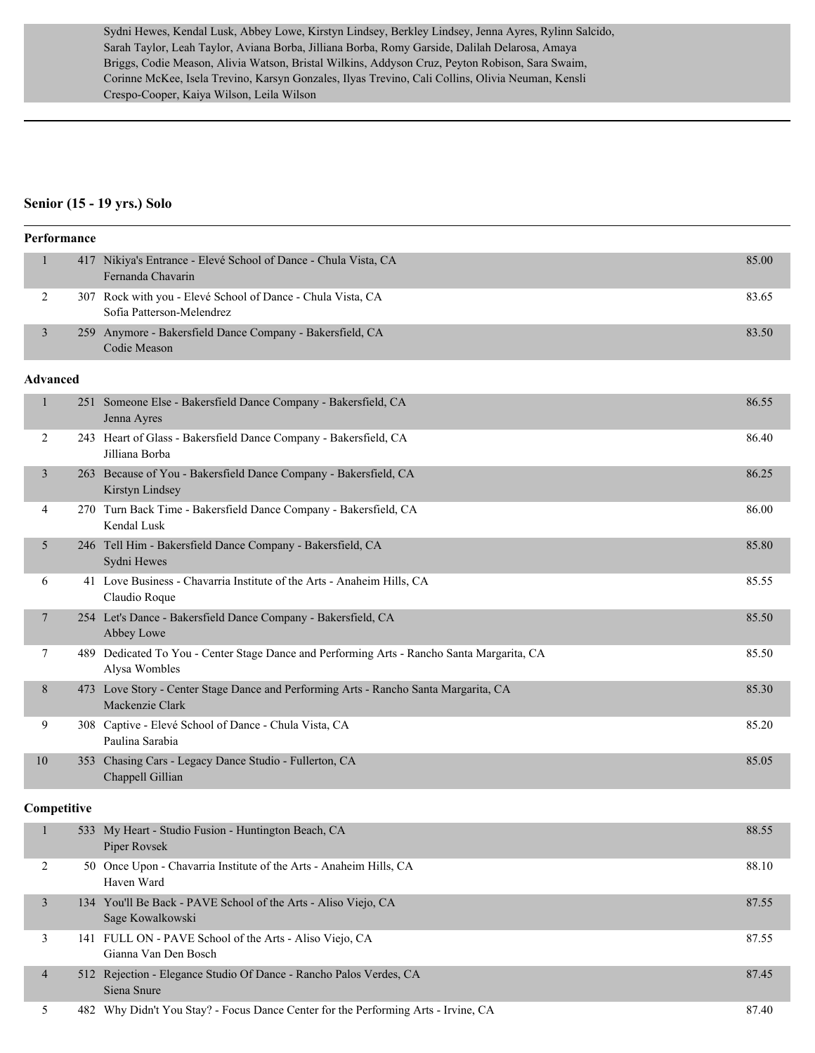Sydni Hewes, Kendal Lusk, Abbey Lowe, Kirstyn Lindsey, Berkley Lindsey, Jenna Ayres, Rylinn Salcido, Sarah Taylor, Leah Taylor, Aviana Borba, Jilliana Borba, Romy Garside, Dalilah Delarosa, Amaya Briggs, Codie Meason, Alivia Watson, Bristal Wilkins, Addyson Cruz, Peyton Robison, Sara Swaim, Corinne McKee, Isela Trevino, Karsyn Gonzales, Ilyas Trevino, Cali Collins, Olivia Neuman, Kensli Crespo-Cooper, Kaiya Wilson, Leila Wilson

---

## Senior (15 - 19 yrs.) Solo

### Performance

| Place | # | Entry | Score |
|---|---|---|---|
| 1 | 417 | Nikiya's Entrance - Elevé School of Dance - Chula Vista, CA<br>Fernanda Chavarin | 85.00 |
| 2 | 307 | Rock with you - Elevé School of Dance - Chula Vista, CA<br>Sofia Patterson-Melendrez | 83.65 |
| 3 | 259 | Anymore - Bakersfield Dance Company - Bakersfield, CA<br>Codie Meason | 83.50 |

### Advanced

| Place | # | Entry | Score |
|---|---|---|---|
| 1 | 251 | Someone Else - Bakersfield Dance Company - Bakersfield, CA<br>Jenna Ayres | 86.55 |
| 2 | 243 | Heart of Glass - Bakersfield Dance Company - Bakersfield, CA<br>Jilliana Borba | 86.40 |
| 3 | 263 | Because of You - Bakersfield Dance Company - Bakersfield, CA<br>Kirstyn Lindsey | 86.25 |
| 4 | 270 | Turn Back Time - Bakersfield Dance Company - Bakersfield, CA<br>Kendal Lusk | 86.00 |
| 5 | 246 | Tell Him - Bakersfield Dance Company - Bakersfield, CA<br>Sydni Hewes | 85.80 |
| 6 | 41 | Love Business - Chavarria Institute of the Arts - Anaheim Hills, CA<br>Claudio Roque | 85.55 |
| 7 | 254 | Let's Dance - Bakersfield Dance Company - Bakersfield, CA<br>Abbey Lowe | 85.50 |
| 7 | 489 | Dedicated To You - Center Stage Dance and Performing Arts - Rancho Santa Margarita, CA<br>Alysa Wombles | 85.50 |
| 8 | 473 | Love Story - Center Stage Dance and Performing Arts - Rancho Santa Margarita, CA<br>Mackenzie Clark | 85.30 |
| 9 | 308 | Captive - Elevé School of Dance - Chula Vista, CA<br>Paulina Sarabia | 85.20 |
| 10 | 353 | Chasing Cars - Legacy Dance Studio - Fullerton, CA<br>Chappell Gillian | 85.05 |

### Competitive

| Place | # | Entry | Score |
|---|---|---|---|
| 1 | 533 | My Heart - Studio Fusion - Huntington Beach, CA<br>Piper Rovsek | 88.55 |
| 2 | 50 | Once Upon - Chavarria Institute of the Arts - Anaheim Hills, CA<br>Haven Ward | 88.10 |
| 3 | 134 | You'll Be Back - PAVE School of the Arts - Aliso Viejo, CA<br>Sage Kowalkowski | 87.55 |
| 3 | 141 | FULL ON - PAVE School of the Arts - Aliso Viejo, CA<br>Gianna Van Den Bosch | 87.55 |
| 4 | 512 | Rejection - Elegance Studio Of Dance - Rancho Palos Verdes, CA<br>Siena Snure | 87.45 |
| 5 | 482 | Why Didn't You Stay? - Focus Dance Center for the Performing Arts - Irvine, CA | 87.40 |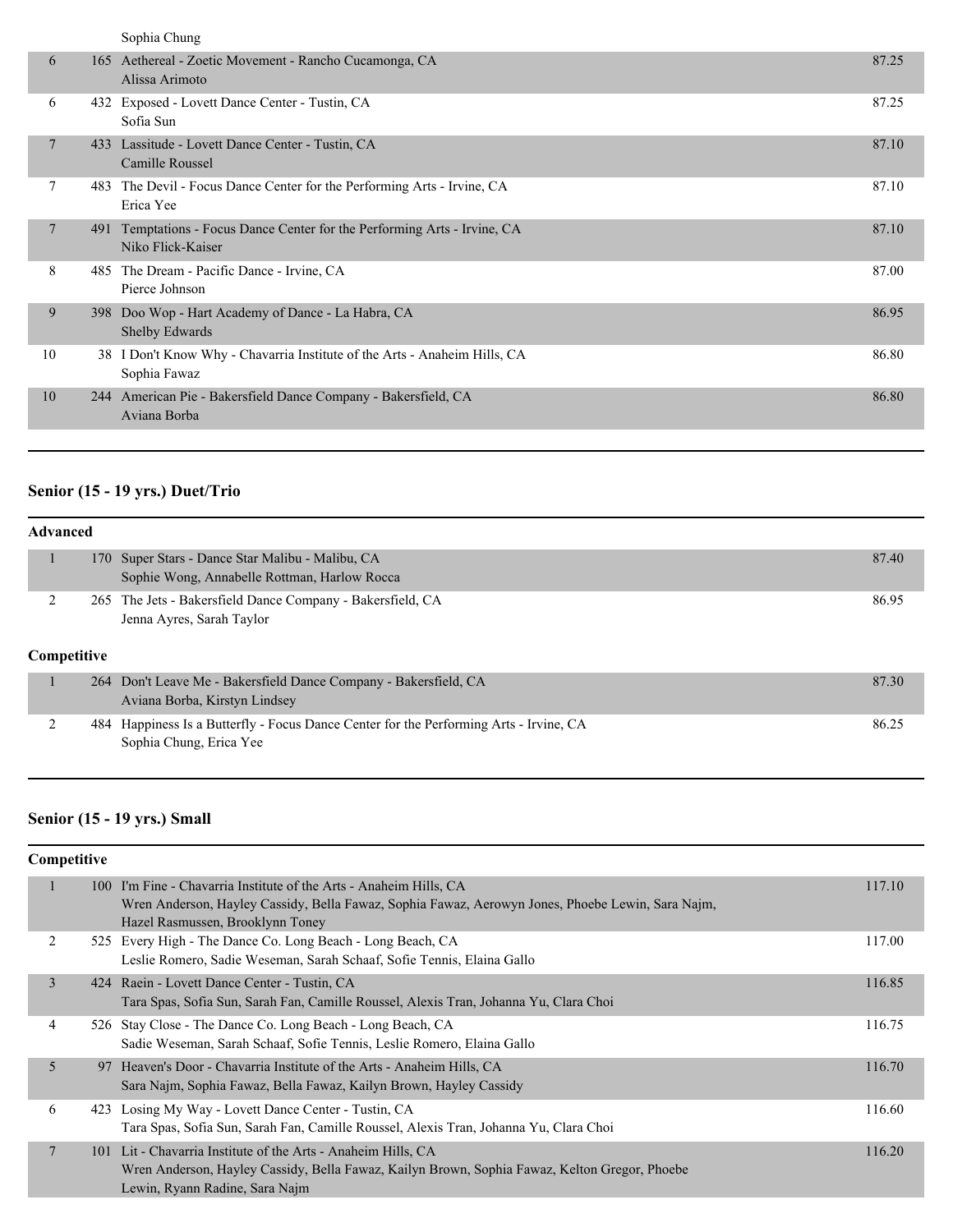| | | | |
|---|---|---|---|
| | | Sophia Chung | |
| 6 | 165 | Aethereal - Zoetic Movement - Rancho Cucamonga, CA<br>Alissa Arimoto | 87.25 |
| 6 | 432 | Exposed - Lovett Dance Center - Tustin, CA<br>Sofia Sun | 87.25 |
| 7 | 433 | Lassitude - Lovett Dance Center - Tustin, CA<br>Camille Roussel | 87.10 |
| 7 | 483 | The Devil - Focus Dance Center for the Performing Arts - Irvine, CA<br>Erica Yee | 87.10 |
| 7 | 491 | Temptations - Focus Dance Center for the Performing Arts - Irvine, CA<br>Niko Flick-Kaiser | 87.10 |
| 8 | 485 | The Dream - Pacific Dance - Irvine, CA<br>Pierce Johnson | 87.00 |
| 9 | 398 | Doo Wop - Hart Academy of Dance - La Habra, CA<br>Shelby Edwards | 86.95 |
| 10 | 38 | I Don't Know Why - Chavarria Institute of the Arts - Anaheim Hills, CA<br>Sophia Fawaz | 86.80 |
| 10 | 244 | American Pie - Bakersfield Dance Company - Bakersfield, CA<br>Aviana Borba | 86.80 |

## Senior (15 - 19 yrs.) Duet/Trio

**Advanced**

| | | | |
|---|---|---|---|
| 1 | 170 | Super Stars - Dance Star Malibu - Malibu, CA<br>Sophie Wong, Annabelle Rottman, Harlow Rocca | 87.40 |
| 2 | 265 | The Jets - Bakersfield Dance Company - Bakersfield, CA<br>Jenna Ayres, Sarah Taylor | 86.95 |

**Competitive**

| | | | |
|---|---|---|---|
| 1 | 264 | Don't Leave Me - Bakersfield Dance Company - Bakersfield, CA<br>Aviana Borba, Kirstyn Lindsey | 87.30 |
| 2 | 484 | Happiness Is a Butterfly - Focus Dance Center for the Performing Arts - Irvine, CA<br>Sophia Chung, Erica Yee | 86.25 |

## Senior (15 - 19 yrs.) Small

**Competitive**

| | | | |
|---|---|---|---|
| 1 | 100 | I'm Fine - Chavarria Institute of the Arts - Anaheim Hills, CA<br>Wren Anderson, Hayley Cassidy, Bella Fawaz, Sophia Fawaz, Aerowyn Jones, Phoebe Lewin, Sara Najm, Hazel Rasmussen, Brooklynn Toney | 117.10 |
| 2 | 525 | Every High - The Dance Co. Long Beach - Long Beach, CA<br>Leslie Romero, Sadie Weseman, Sarah Schaaf, Sofie Tennis, Elaina Gallo | 117.00 |
| 3 | 424 | Raein - Lovett Dance Center - Tustin, CA<br>Tara Spas, Sofia Sun, Sarah Fan, Camille Roussel, Alexis Tran, Johanna Yu, Clara Choi | 116.85 |
| 4 | 526 | Stay Close - The Dance Co. Long Beach - Long Beach, CA<br>Sadie Weseman, Sarah Schaaf, Sofie Tennis, Leslie Romero, Elaina Gallo | 116.75 |
| 5 | 97 | Heaven's Door - Chavarria Institute of the Arts - Anaheim Hills, CA<br>Sara Najm, Sophia Fawaz, Bella Fawaz, Kailyn Brown, Hayley Cassidy | 116.70 |
| 6 | 423 | Losing My Way - Lovett Dance Center - Tustin, CA<br>Tara Spas, Sofia Sun, Sarah Fan, Camille Roussel, Alexis Tran, Johanna Yu, Clara Choi | 116.60 |
| 7 | 101 | Lit - Chavarria Institute of the Arts - Anaheim Hills, CA<br>Wren Anderson, Hayley Cassidy, Bella Fawaz, Kailyn Brown, Sophia Fawaz, Kelton Gregor, Phoebe Lewin, Ryann Radine, Sara Najm | 116.20 |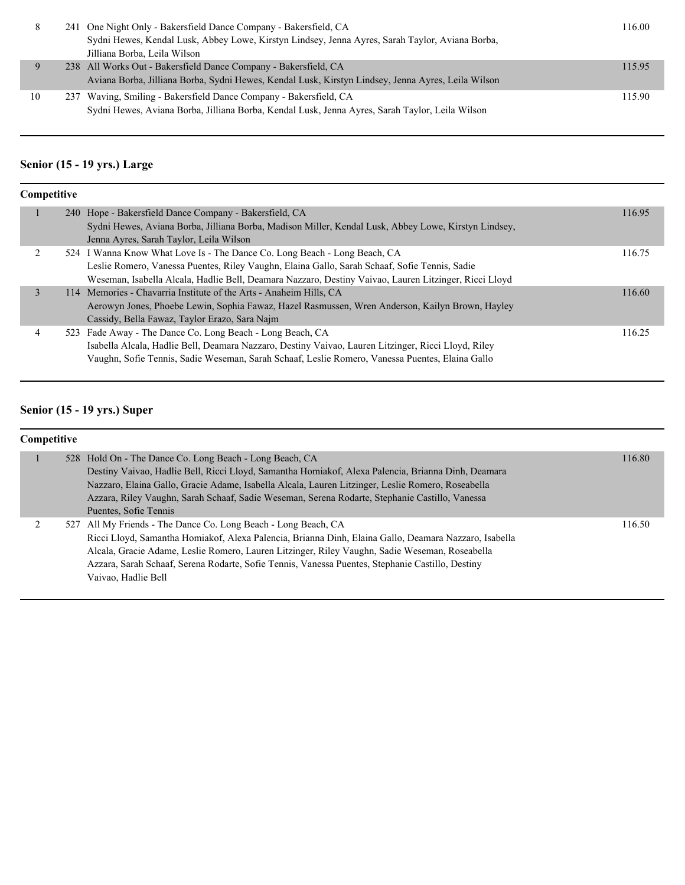| | | | |
|---|---|---|---|
| 8 | 241 | One Night Only - Bakersfield Dance Company - Bakersfield, CA<br>Sydni Hewes, Kendal Lusk, Abbey Lowe, Kirstyn Lindsey, Jenna Ayres, Sarah Taylor, Aviana Borba, Jilliana Borba, Leila Wilson | 116.00 |
| 9 | 238 | All Works Out - Bakersfield Dance Company - Bakersfield, CA<br>Aviana Borba, Jilliana Borba, Sydni Hewes, Kendal Lusk, Kirstyn Lindsey, Jenna Ayres, Leila Wilson | 115.95 |
| 10 | 237 | Waving, Smiling - Bakersfield Dance Company - Bakersfield, CA<br>Sydni Hewes, Aviana Borba, Jilliana Borba, Kendal Lusk, Jenna Ayres, Sarah Taylor, Leila Wilson | 115.90 |

## Senior (15 - 19 yrs.) Large

**Competitive**

| | | | |
|---|---|---|---|
| 1 | 240 | Hope - Bakersfield Dance Company - Bakersfield, CA<br>Sydni Hewes, Aviana Borba, Jilliana Borba, Madison Miller, Kendal Lusk, Abbey Lowe, Kirstyn Lindsey, Jenna Ayres, Sarah Taylor, Leila Wilson | 116.95 |
| 2 | 524 | I Wanna Know What Love Is - The Dance Co. Long Beach - Long Beach, CA<br>Leslie Romero, Vanessa Puentes, Riley Vaughn, Elaina Gallo, Sarah Schaaf, Sofie Tennis, Sadie Weseman, Isabella Alcala, Hadlie Bell, Deamara Nazzaro, Destiny Vaivao, Lauren Litzinger, Ricci Lloyd | 116.75 |
| 3 | 114 | Memories - Chavarria Institute of the Arts - Anaheim Hills, CA<br>Aerowyn Jones, Phoebe Lewin, Sophia Fawaz, Hazel Rasmussen, Wren Anderson, Kailyn Brown, Hayley Cassidy, Bella Fawaz, Taylor Erazo, Sara Najm | 116.60 |
| 4 | 523 | Fade Away - The Dance Co. Long Beach - Long Beach, CA<br>Isabella Alcala, Hadlie Bell, Deamara Nazzaro, Destiny Vaivao, Lauren Litzinger, Ricci Lloyd, Riley Vaughn, Sofie Tennis, Sadie Weseman, Sarah Schaaf, Leslie Romero, Vanessa Puentes, Elaina Gallo | 116.25 |

## Senior (15 - 19 yrs.) Super

**Competitive**

| | | | |
|---|---|---|---|
| 1 | 528 | Hold On - The Dance Co. Long Beach - Long Beach, CA<br>Destiny Vaivao, Hadlie Bell, Ricci Lloyd, Samantha Homiakof, Alexa Palencia, Brianna Dinh, Deamara Nazzaro, Elaina Gallo, Gracie Adame, Isabella Alcala, Lauren Litzinger, Leslie Romero, Roseabella Azzara, Riley Vaughn, Sarah Schaaf, Sadie Weseman, Serena Rodarte, Stephanie Castillo, Vanessa Puentes, Sofie Tennis | 116.80 |
| 2 | 527 | All My Friends - The Dance Co. Long Beach - Long Beach, CA<br>Ricci Lloyd, Samantha Homiakof, Alexa Palencia, Brianna Dinh, Elaina Gallo, Deamara Nazzaro, Isabella Alcala, Gracie Adame, Leslie Romero, Lauren Litzinger, Riley Vaughn, Sadie Weseman, Roseabella Azzara, Sarah Schaaf, Serena Rodarte, Sofie Tennis, Vanessa Puentes, Stephanie Castillo, Destiny Vaivao, Hadlie Bell | 116.50 |